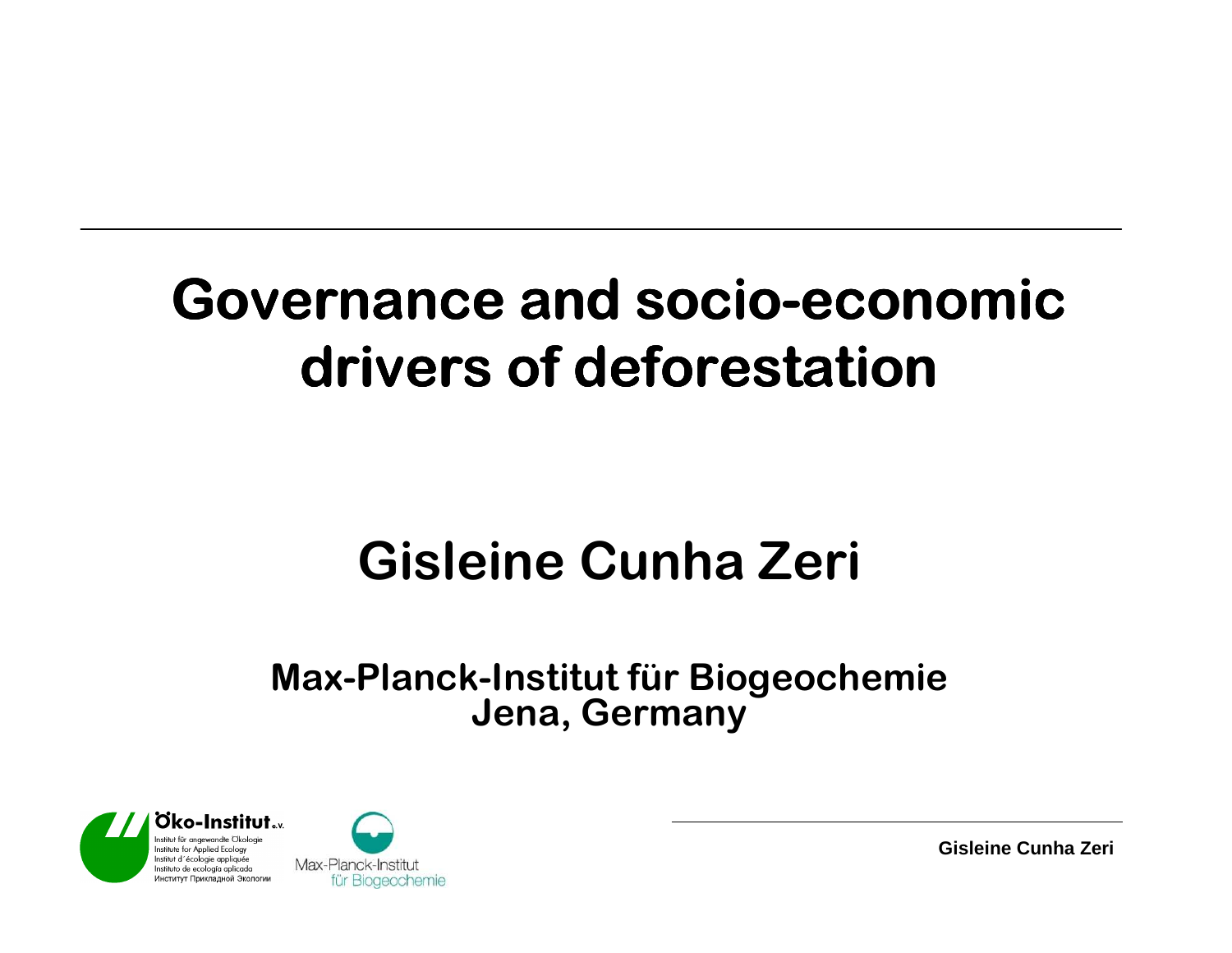# Governance and socio-economic drivers of deforestation

## Gisleine Cunha Zeri

**Max-Planck-Institut für Biogeochemie**
**Jena, Germany**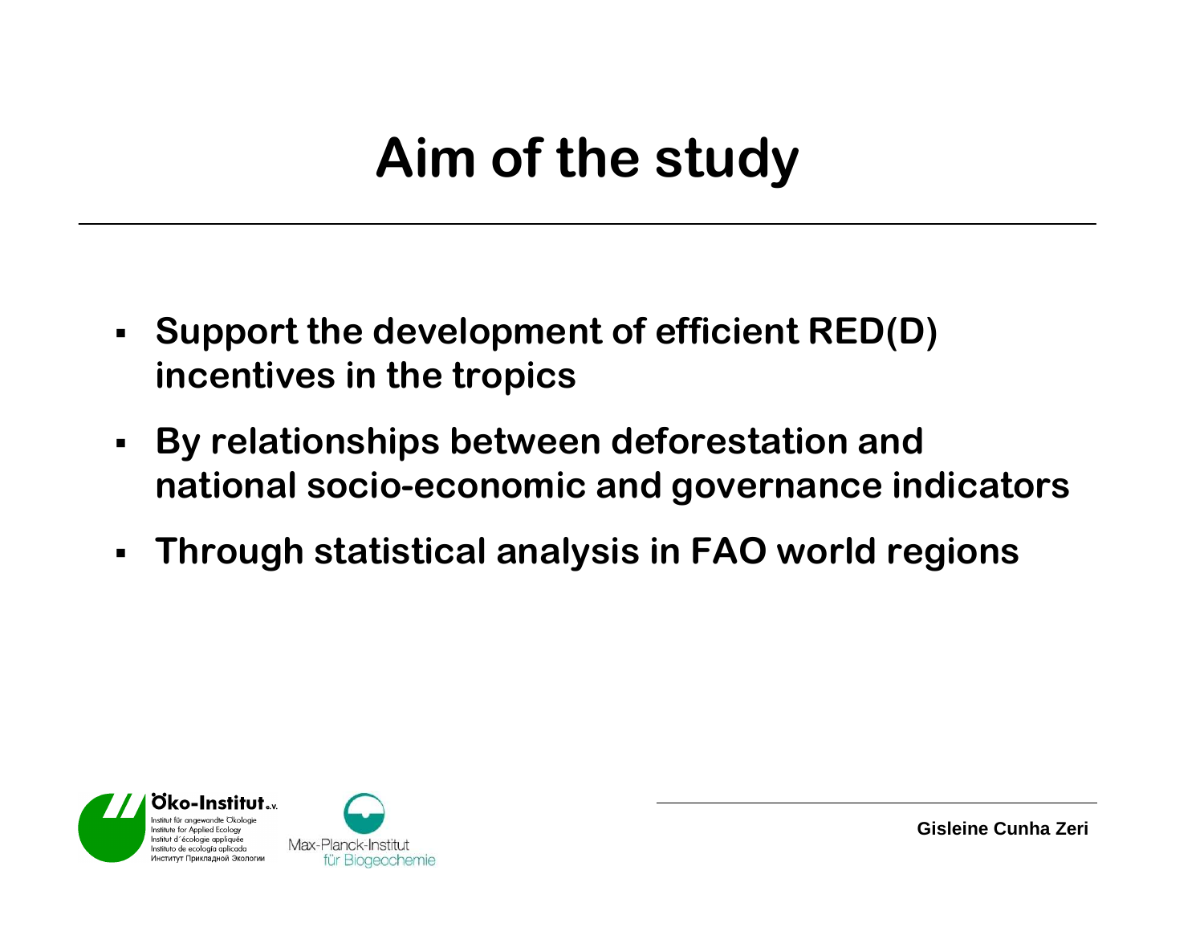# Aim of the study

- **Support the development of efficient RED(D) incentives in the tropics**
- **By relationships between deforestation and national socio-economic and governance indicators**
- **Through statistical analysis in FAO world regions**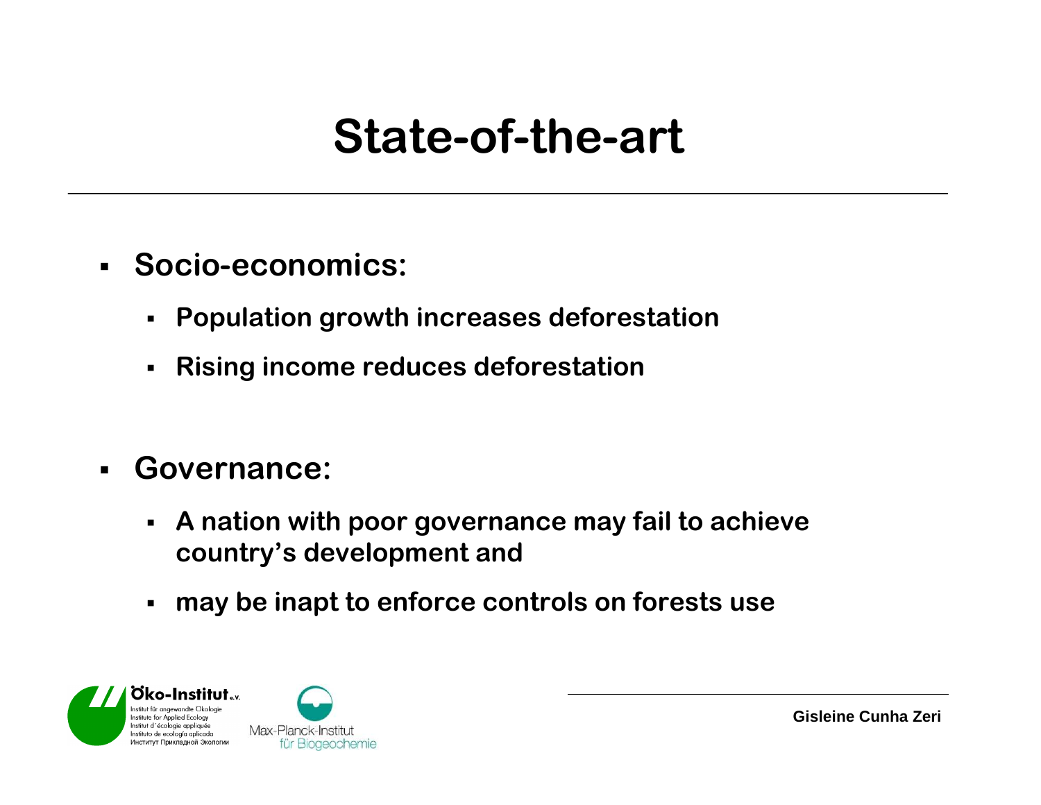# State-of-the-art

- **Socio-economics:**
  - **Population growth increases deforestation**
  - **Rising income reduces deforestation**

- **Governance:**
  - **A nation with poor governance may fail to achieve country's development and**
  - **may be inapt to enforce controls on forests use**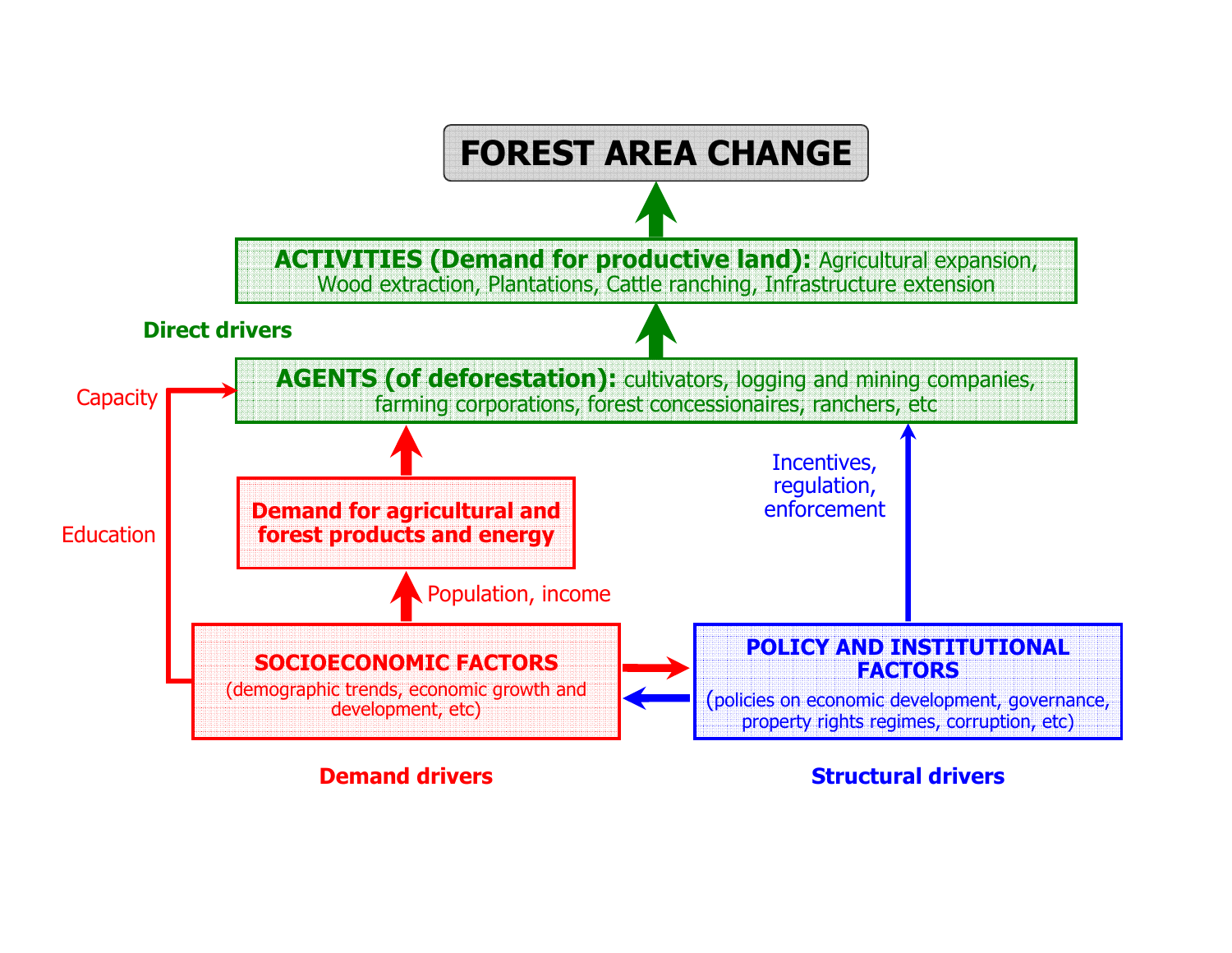# FOREST AREA CHANGE

**ACTIVITIES (Demand for productive land):** Agricultural expansion, Wood extraction, Plantations, Cattle ranching, Infrastructure extension

**Direct drivers**

**AGENTS (of deforestation):** cultivators, logging and mining companies, farming corporations, forest concessionaires, ranchers, etc

Capacity

Education

**Demand for agricultural and forest products and energy**

Population, income

Incentives, regulation, enforcement

**SOCIOECONOMIC FACTORS**
(demographic trends, economic growth and development, etc)

**POLICY AND INSTITUTIONAL FACTORS**
(policies on economic development, governance, property rights regimes, corruption, etc)

**Demand drivers**

**Structural drivers**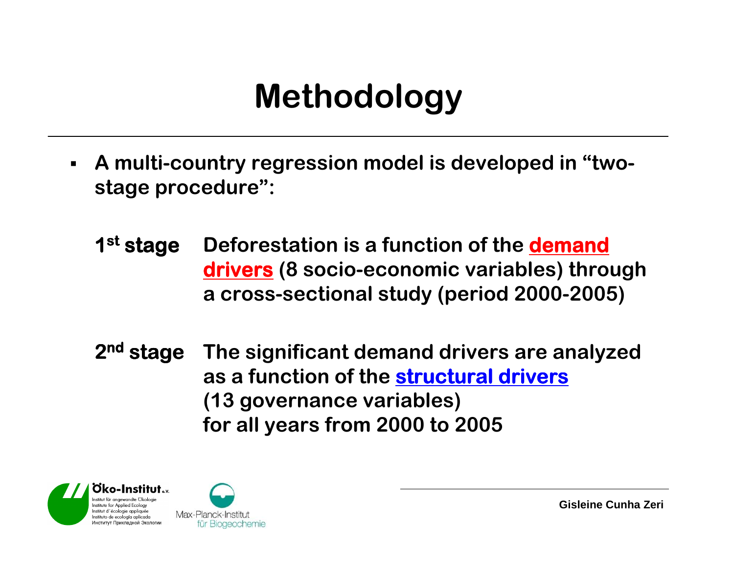# Methodology

- **A multi-country regression model is developed in "two-stage procedure":**

**1st stage** **Deforestation is a function of the demand drivers (8 socio-economic variables) through a cross-sectional study (period 2000-2005)**

**2nd stage** **The significant demand drivers are analyzed as a function of the structural drivers (13 governance variables) for all years from 2000 to 2005**

Öko-Institut e.V.
Institut für angewandte Ökologie
Institute for Applied Ecology
Institut d´écologie appliquée
Instituto de ecología aplicada
Институт Прикладной Экологии

Max-Planck-Institut für Biogeochemie

Gisleine Cunha Zeri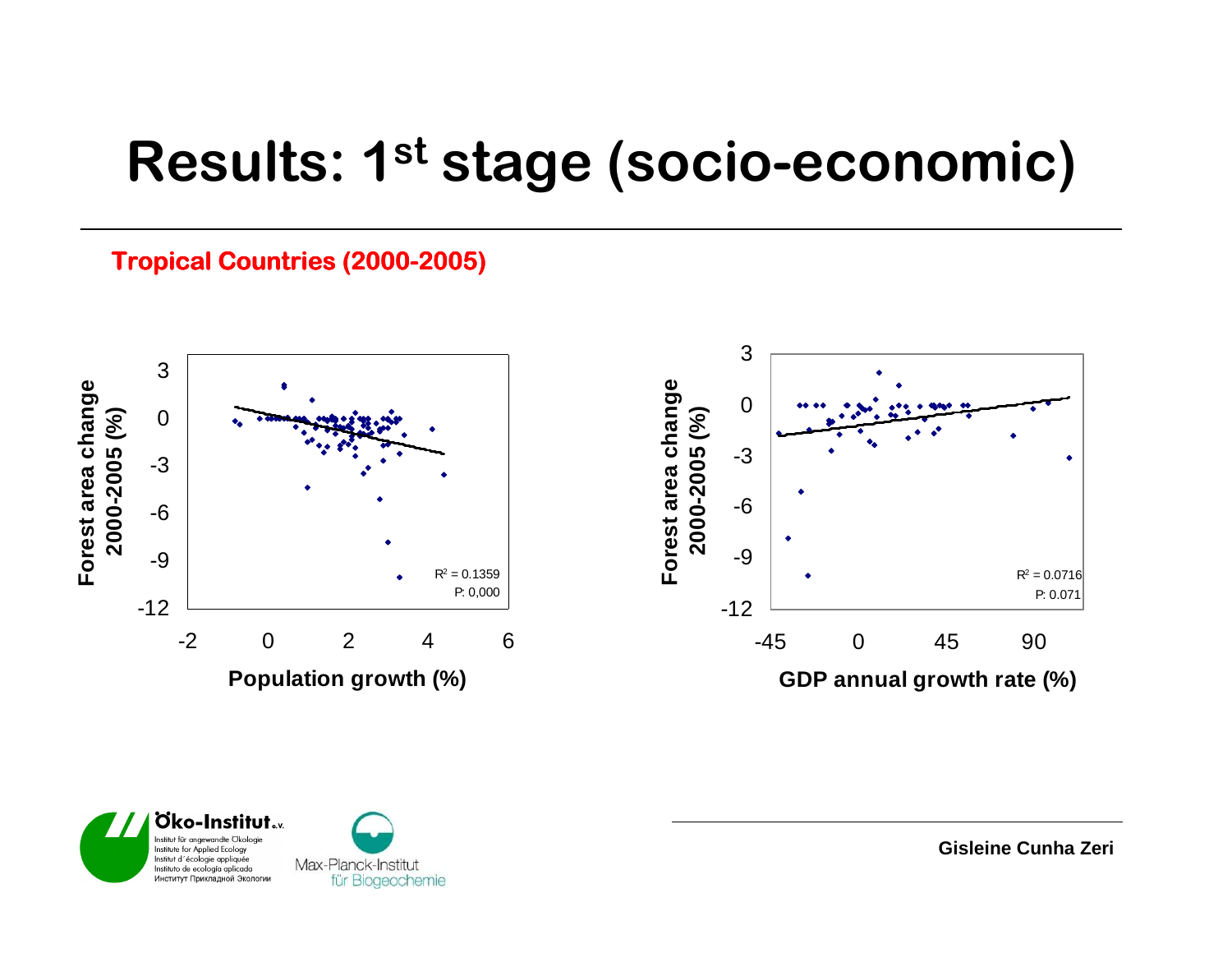# Results: 1st stage (socio-economic)

**Tropical Countries (2000-2005)**

Forest area change 2000-2005 (%)

3

0

-3

-6

-9

-12

-2 0 2 4 6

**Population growth (%)**

$R^2$ = 0.1359

P: 0,000

Forest area change 2000-2005 (%)

3

0

-3

-6

-9

-12

-45 0 45 90

**GDP annual growth rate (%)**

$R^2$ = 0.0716

P: 0.071

**Gisleine Cunha Zeri**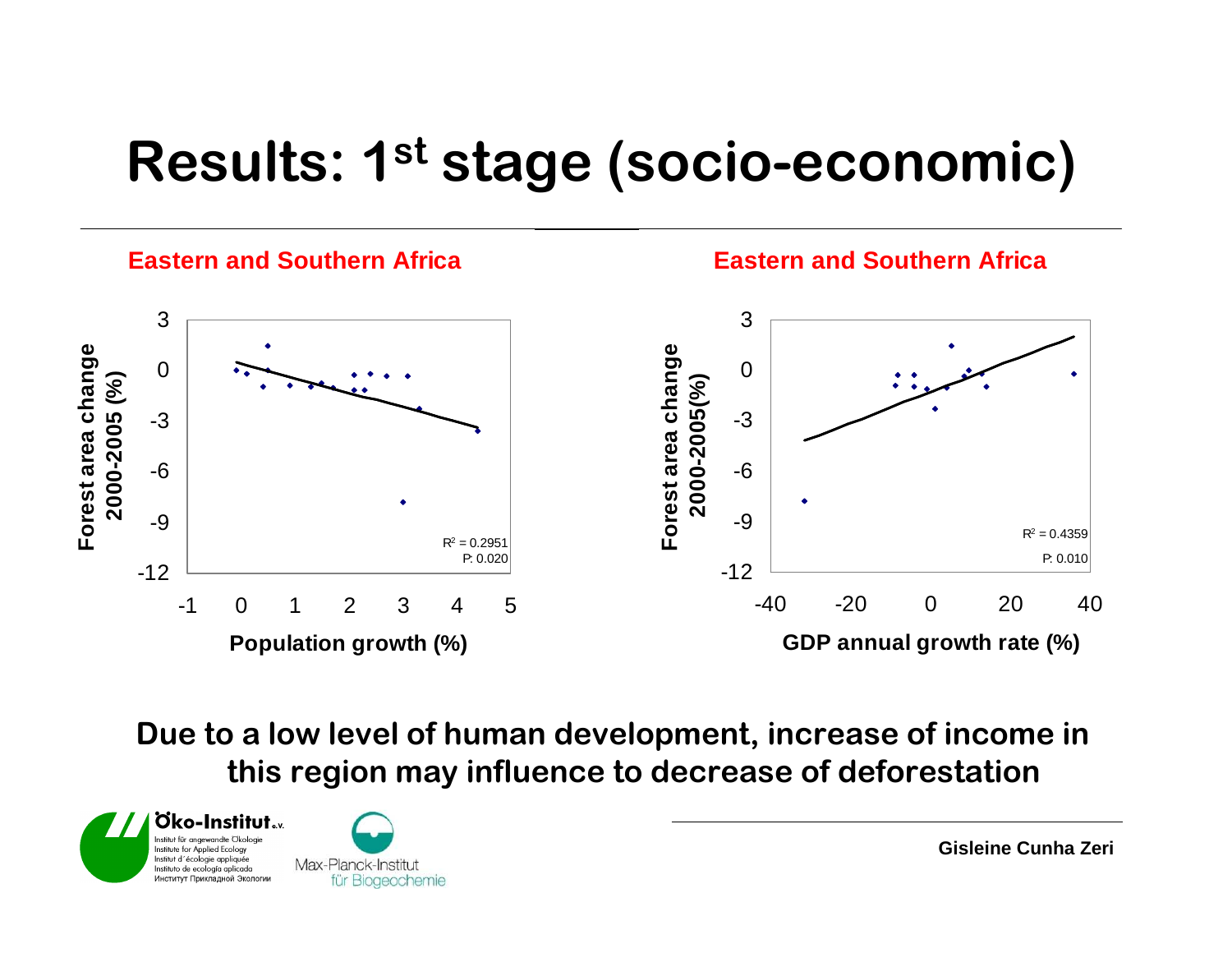# Results: 1st stage (socio-economic)

**Eastern and Southern Africa**

Forest area change 2000-2005 (%)

Population growth (%)

$R^2$ = 0.2951
P: 0.020

**Eastern and Southern Africa**

Forest area change 2000-2005(%)

GDP annual growth rate (%)

$R^2$ = 0.4359
P: 0.010

**Due to a low level of human development, increase of income in this region may influence to decrease of deforestation**

Öko-Institut e.V.
Institut für angewandte Ökologie
Institute for Applied Ecology
Institut d´écologie appliquée
Instituto de ecología aplicada
Институт Прикладной Экологии

Max-Planck-Institut für Biogeochemie

**Gisleine Cunha Zeri**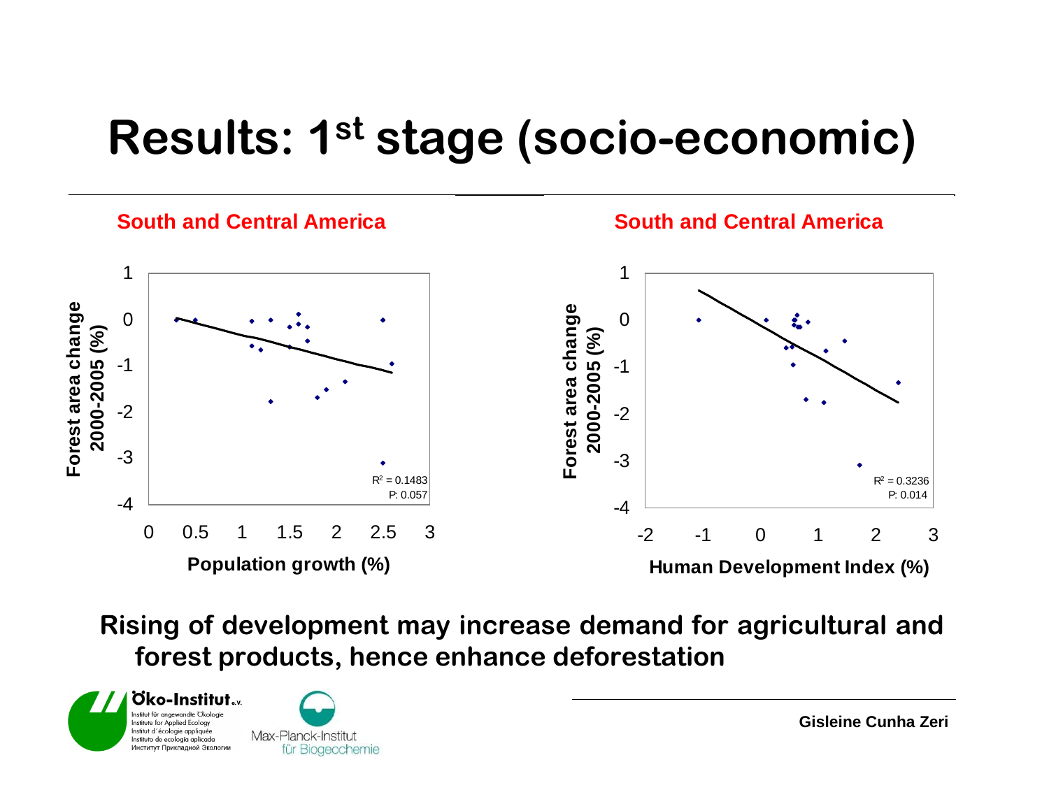# Results: 1st stage (socio-economic)

**South and Central America**

Forest area change 2000-2005 (%) vs. Population growth (%)

$R^2$ = 0.1483
P: 0.057

**South and Central America**

Forest area change 2000-2005 (%) vs. Human Development Index (%)

$R^2$ = 0.3236
P: 0.014

**Rising of development may increase demand for agricultural and forest products, hence enhance deforestation**

Öko-Institut e.V.
Institut für angewandte Ökologie
Institute for Applied Ecology
Institut d´écologie appliquée
Instituto de ecología aplicada
Институт Прикладной Экологии

Max-Planck-Institut für Biogeochemie

Gisleine Cunha Zeri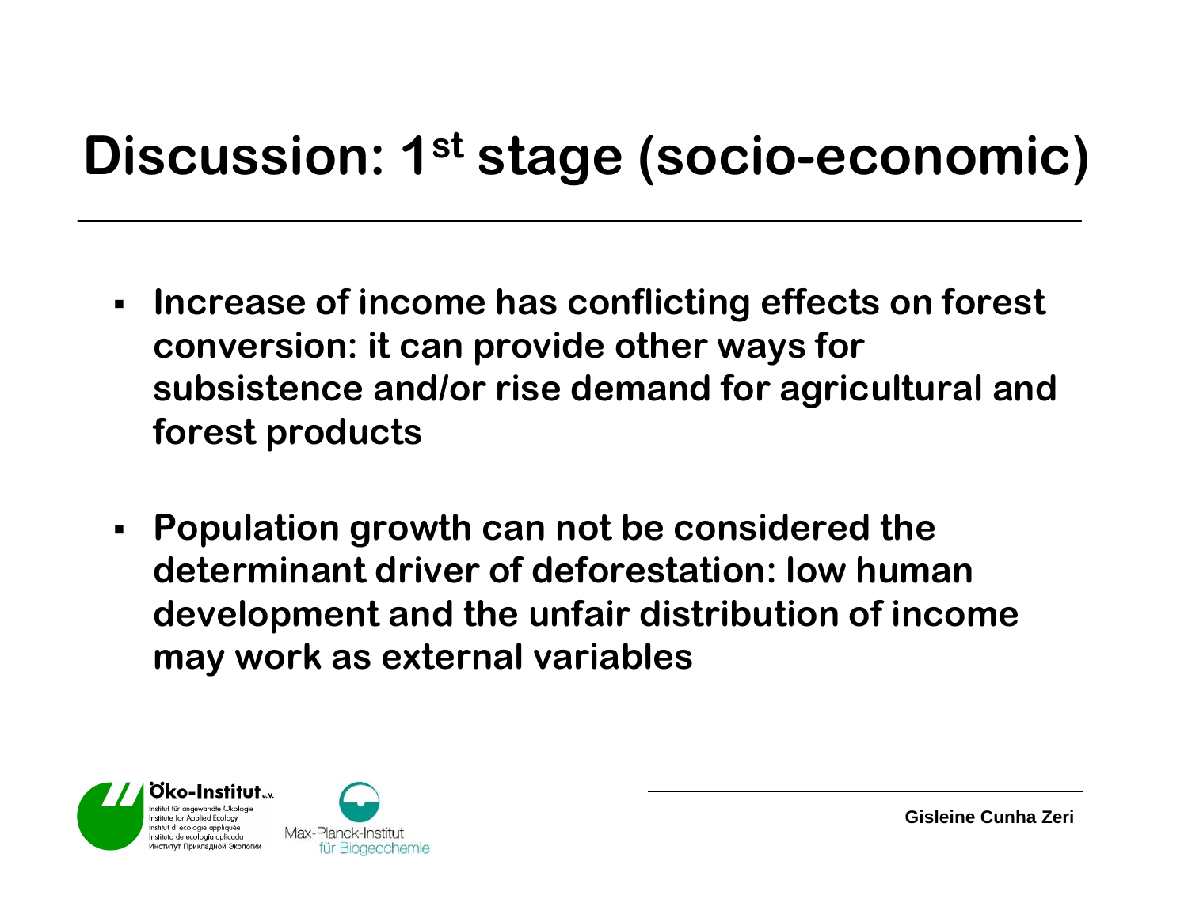# Discussion: 1st stage (socio-economic)

- **Increase of income has conflicting effects on forest conversion: it can provide other ways for subsistence and/or rise demand for agricultural and forest products**

- **Population growth can not be considered the determinant driver of deforestation: low human development and the unfair distribution of income may work as external variables**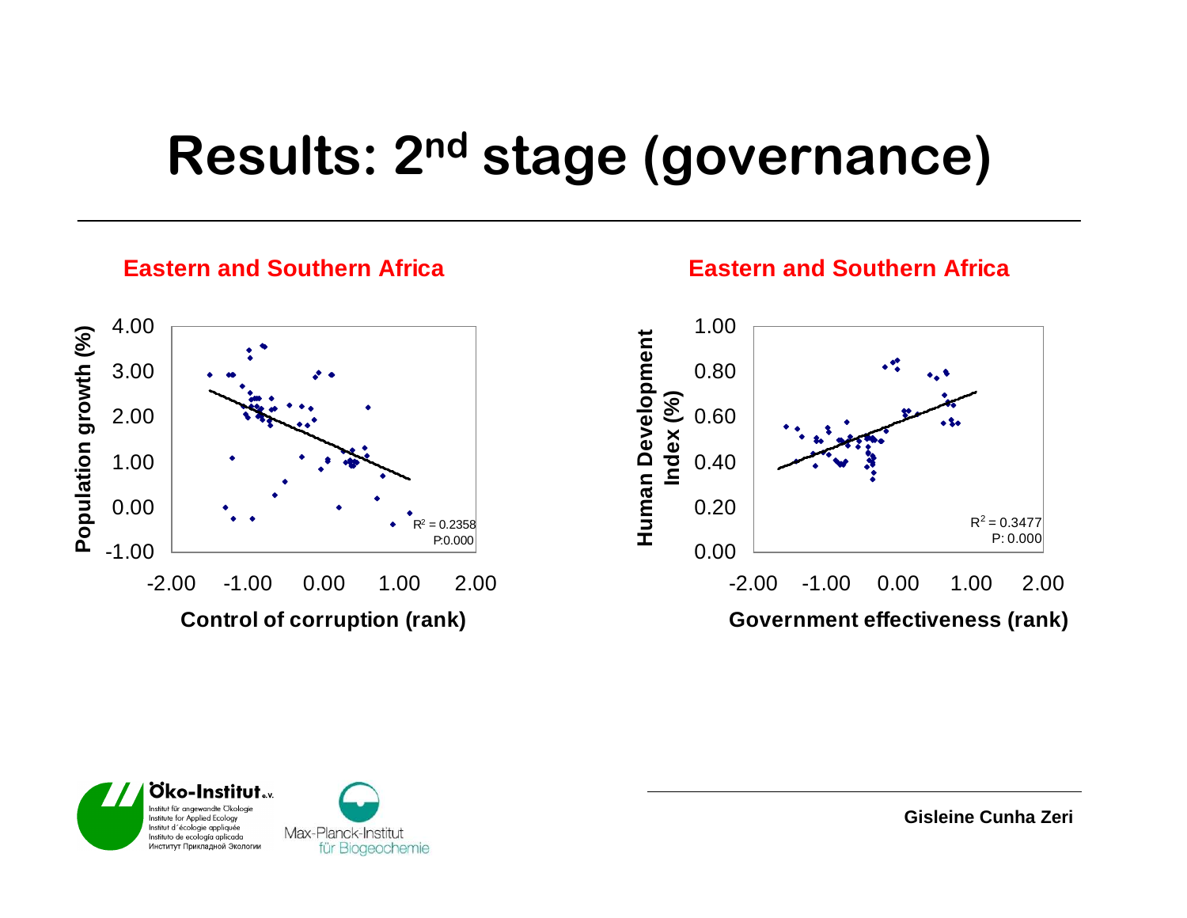# Results: 2nd stage (governance)

**Eastern and Southern Africa**

Population growth (%)

4.00
3.00
2.00
1.00
0.00
-1.00

-2.00 -1.00 0.00 1.00 2.00

**Control of corruption (rank)**

$R^2 = 0.2358$
P:0.000

**Eastern and Southern Africa**

Human Development Index (%)

1.00
0.80
0.60
0.40
0.20
0.00

-2.00 -1.00 0.00 1.00 2.00

**Government effectiveness (rank)**

$R^2 = 0.3477$
P: 0.000

Öko-Institut e.V.
Institut für angewandte Ökologie
Institute for Applied Ecology
Institut d´écologie appliquée
Instituto de ecología aplicada
Институт Прикладной Экологии

Max-Planck-Institut für Biogeochemie

**Gisleine Cunha Zeri**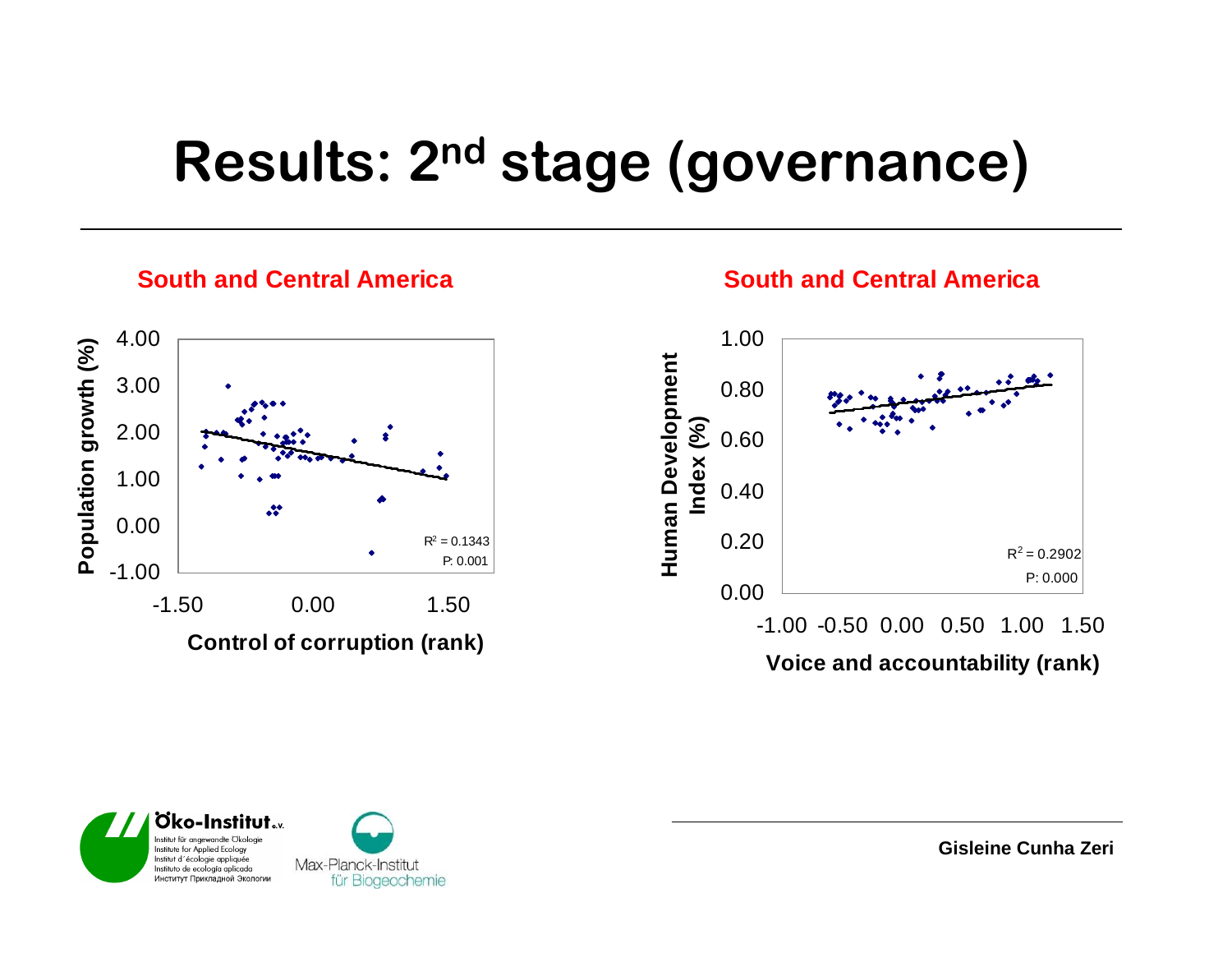# Results: 2nd stage (governance)

**South and Central America**

Population growth (%) vs. Control of corruption (rank)

$R^2 = 0.1343$

P: 0.001

**South and Central America**

Human Development Index (%) vs. Voice and accountability (rank)

$R^2 = 0.2902$

P: 0.000

Öko-Institut e.V.

Institut für angewandte Ökologie
Institute for Applied Ecology
Institut d´écologie appliquée
Instituto de ecología aplicada
Институт Прикладной Экологии

Max-Planck-Institut für Biogeochemie

Gisleine Cunha Zeri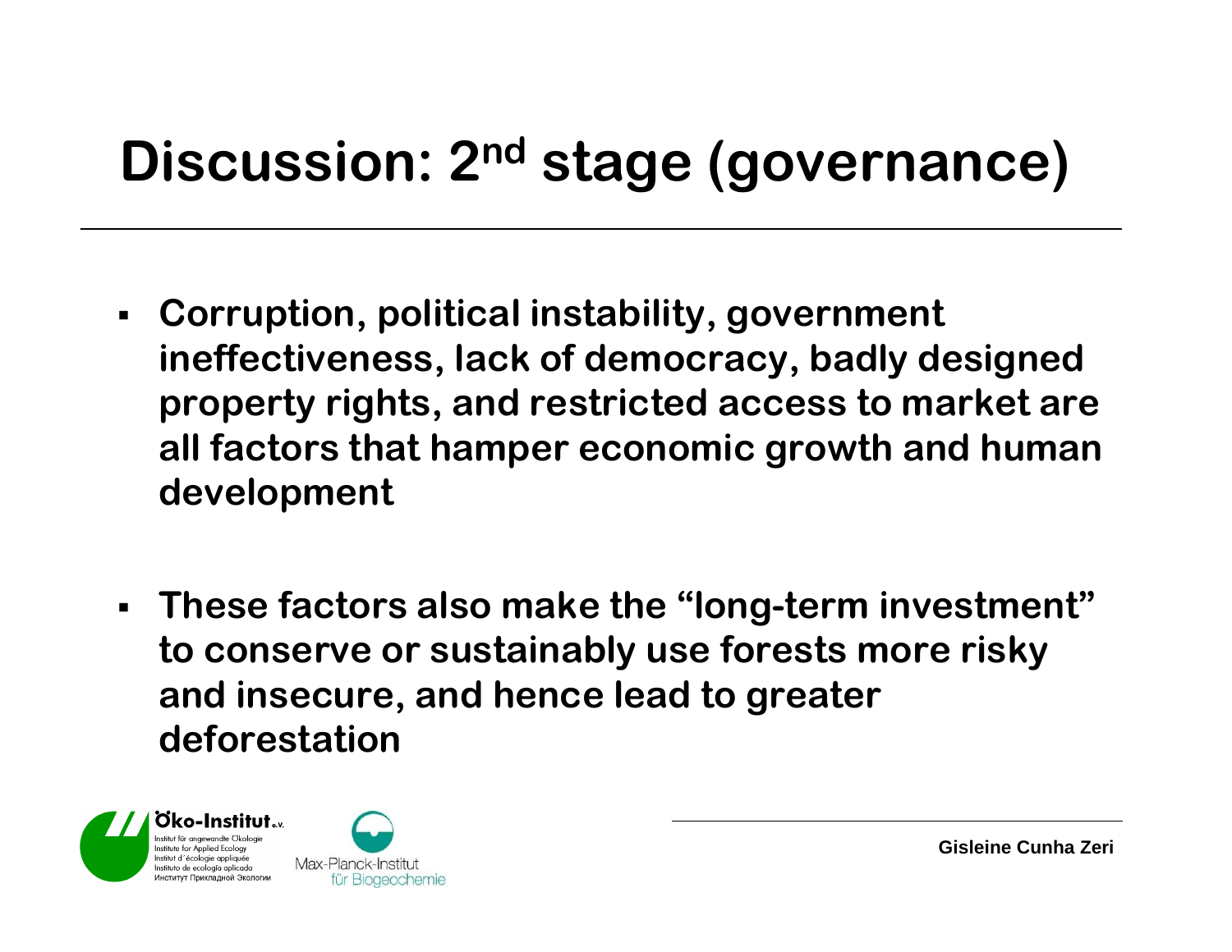# Discussion: 2nd stage (governance)

- **Corruption, political instability, government ineffectiveness, lack of democracy, badly designed property rights, and restricted access to market are all factors that hamper economic growth and human development**

- **These factors also make the "long-term investment" to conserve or sustainably use forests more risky and insecure, and hence lead to greater deforestation**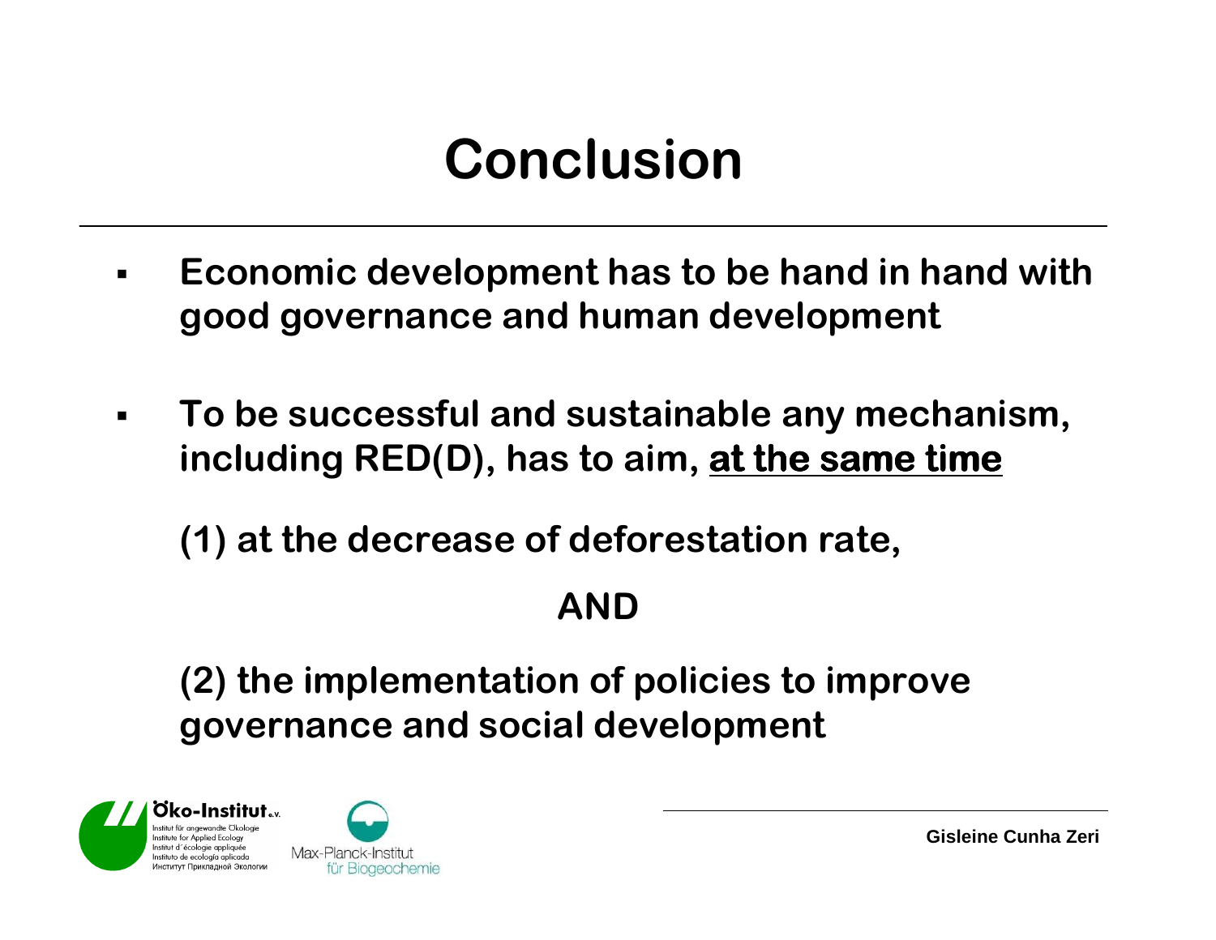# Conclusion

- **Economic development has to be hand in hand with good governance and human development**

- **To be successful and sustainable any mechanism, including RED(D), has to aim, <u>at the same time</u>**

  **(1) at the decrease of deforestation rate,**

  **AND**

  **(2) the implementation of policies to improve governance and social development**

Gisleine Cunha Zeri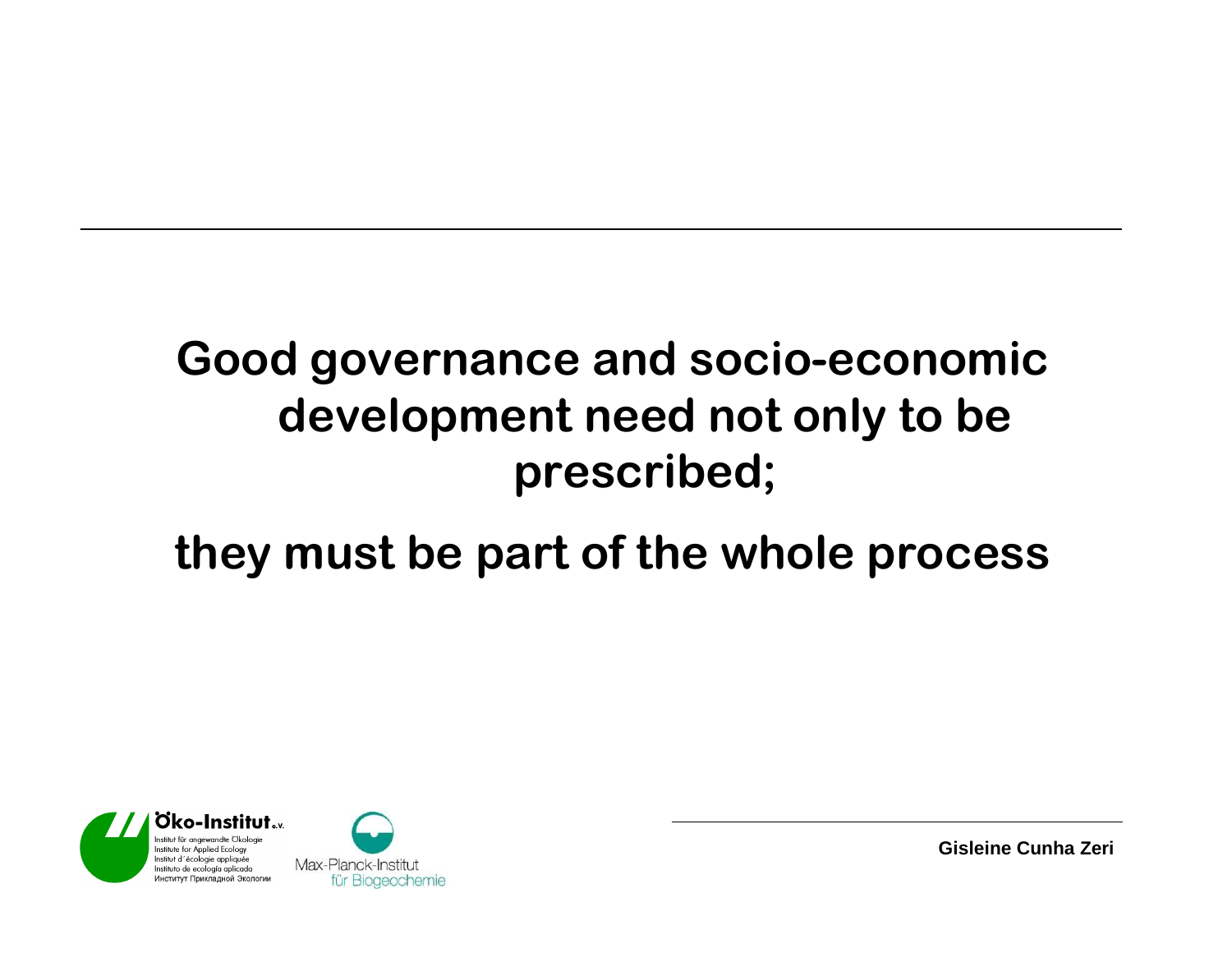**Good governance and socio-economic development need not only to be prescribed;**

**they must be part of the whole process**

Öko-Institut e.V.
Institut für angewandte Ökologie
Institute for Applied Ecology
Institut d´écologie appliquée
Instituto de ecología aplicada
Институт Прикладной Экологии

Max-Planck-Institut für Biogeochemie

**Gisleine Cunha Zeri**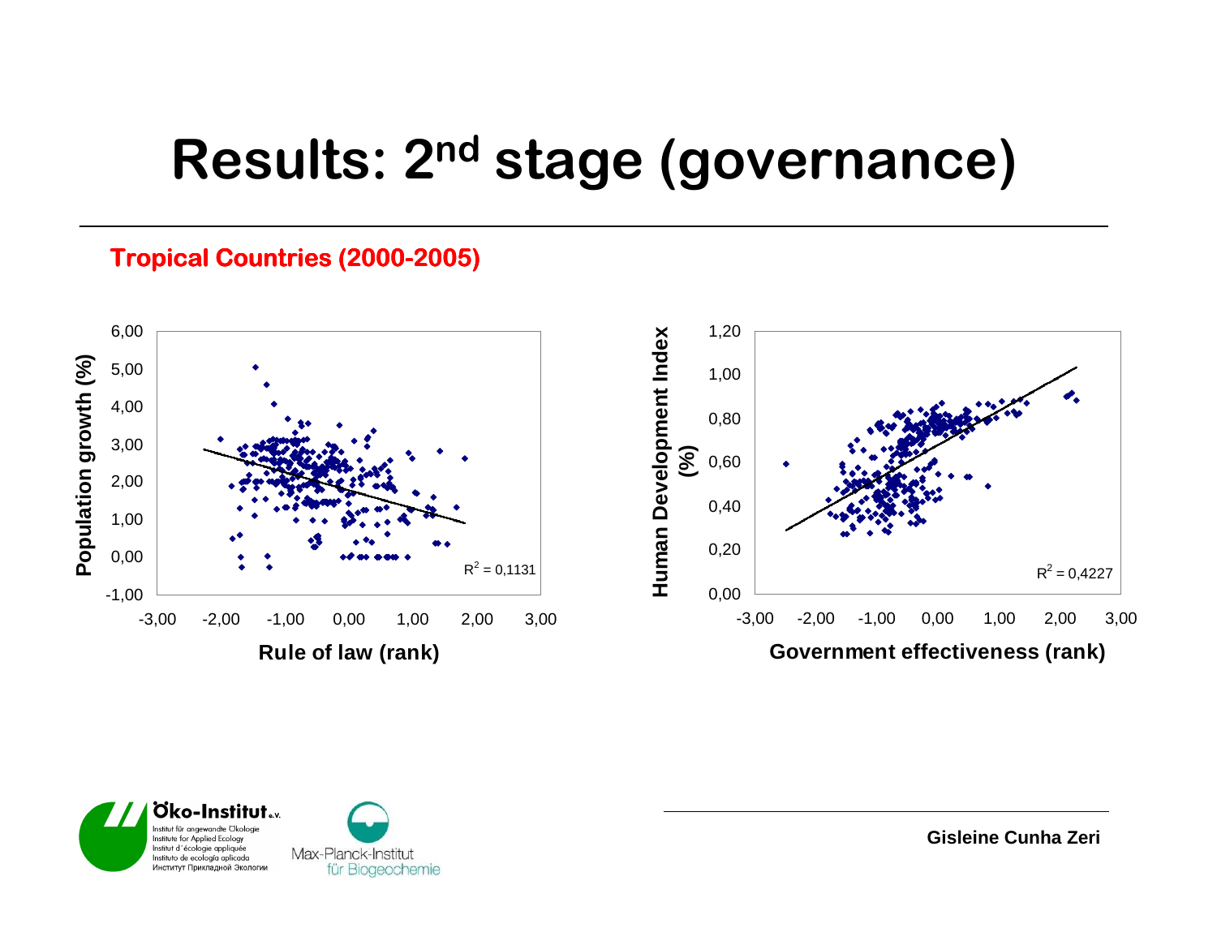# Results: 2nd stage (governance)

**Tropical Countries (2000-2005)**

Population growth (%)

6,00
5,00
4,00
3,00
2,00
1,00
0,00
-1,00

-3,00 -2,00 -1,00 0,00 1,00 2,00 3,00

Rule of law (rank)

$R^2 = 0{,}1131$

Human Development Index (%)

1,20
1,00
0,80
0,60
0,40
0,20
0,00

-3,00 -2,00 -1,00 0,00 1,00 2,00 3,00

Government effectiveness (rank)

$R^2 = 0{,}4227$

Öko-Institut e.V.
Institut für angewandte Ökologie
Institute for Applied Ecology
Institut d´écologie appliquée
Instituto de ecología aplicada
Институт Прикладной Экологии

Max-Planck-Institut für Biogeochemie

**Gisleine Cunha Zeri**